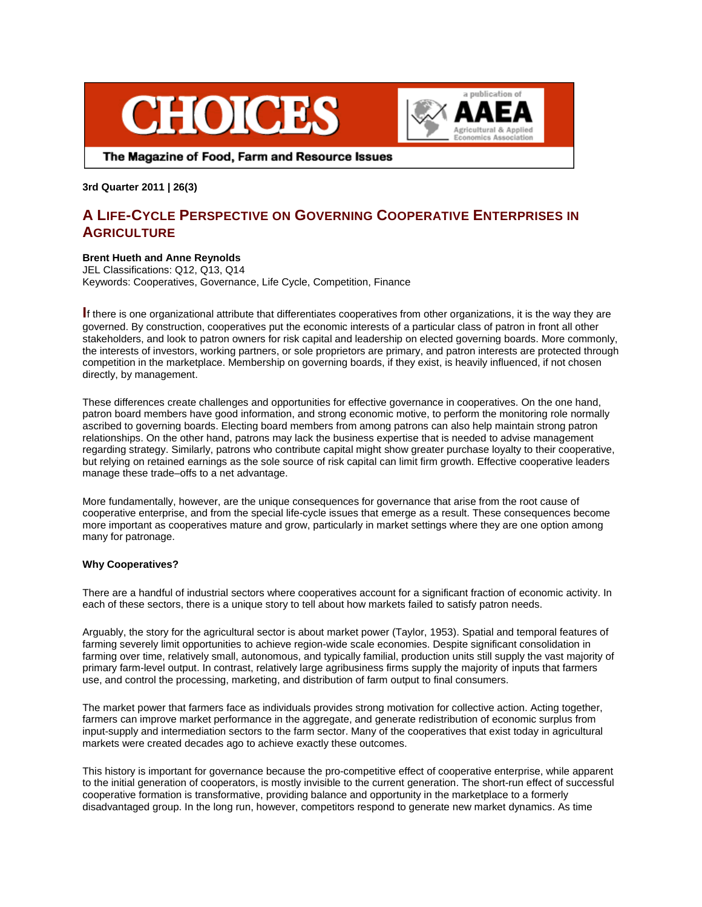# CHOICES

The Magazine of Food, Farm and Resource Issues

a publication of AAEA Agricultural & Applied Economics Association

**3rd Quarter 2011 | 26(3)**

## A Life-Cycle Perspective on Governing Cooperative Enterprises in Agriculture

**Brent Hueth and Anne Reynolds**
JEL Classifications: Q12, Q13, Q14
Keywords: Cooperatives, Governance, Life Cycle, Competition, Finance

If there is one organizational attribute that differentiates cooperatives from other organizations, it is the way they are governed. By construction, cooperatives put the economic interests of a particular class of patron in front all other stakeholders, and look to patron owners for risk capital and leadership on elected governing boards. More commonly, the interests of investors, working partners, or sole proprietors are primary, and patron interests are protected through competition in the marketplace. Membership on governing boards, if they exist, is heavily influenced, if not chosen directly, by management.

These differences create challenges and opportunities for effective governance in cooperatives. On the one hand, patron board members have good information, and strong economic motive, to perform the monitoring role normally ascribed to governing boards. Electing board members from among patrons can also help maintain strong patron relationships. On the other hand, patrons may lack the business expertise that is needed to advise management regarding strategy. Similarly, patrons who contribute capital might show greater purchase loyalty to their cooperative, but relying on retained earnings as the sole source of risk capital can limit firm growth. Effective cooperative leaders manage these trade–offs to a net advantage.

More fundamentally, however, are the unique consequences for governance that arise from the root cause of cooperative enterprise, and from the special life-cycle issues that emerge as a result. These consequences become more important as cooperatives mature and grow, particularly in market settings where they are one option among many for patronage.

**Why Cooperatives?**

There are a handful of industrial sectors where cooperatives account for a significant fraction of economic activity. In each of these sectors, there is a unique story to tell about how markets failed to satisfy patron needs.

Arguably, the story for the agricultural sector is about market power (Taylor, 1953). Spatial and temporal features of farming severely limit opportunities to achieve region-wide scale economies. Despite significant consolidation in farming over time, relatively small, autonomous, and typically familial, production units still supply the vast majority of primary farm-level output. In contrast, relatively large agribusiness firms supply the majority of inputs that farmers use, and control the processing, marketing, and distribution of farm output to final consumers.

The market power that farmers face as individuals provides strong motivation for collective action. Acting together, farmers can improve market performance in the aggregate, and generate redistribution of economic surplus from input-supply and intermediation sectors to the farm sector. Many of the cooperatives that exist today in agricultural markets were created decades ago to achieve exactly these outcomes.

This history is important for governance because the pro-competitive effect of cooperative enterprise, while apparent to the initial generation of cooperators, is mostly invisible to the current generation. The short-run effect of successful cooperative formation is transformative, providing balance and opportunity in the marketplace to a formerly disadvantaged group. In the long run, however, competitors respond to generate new market dynamics. As time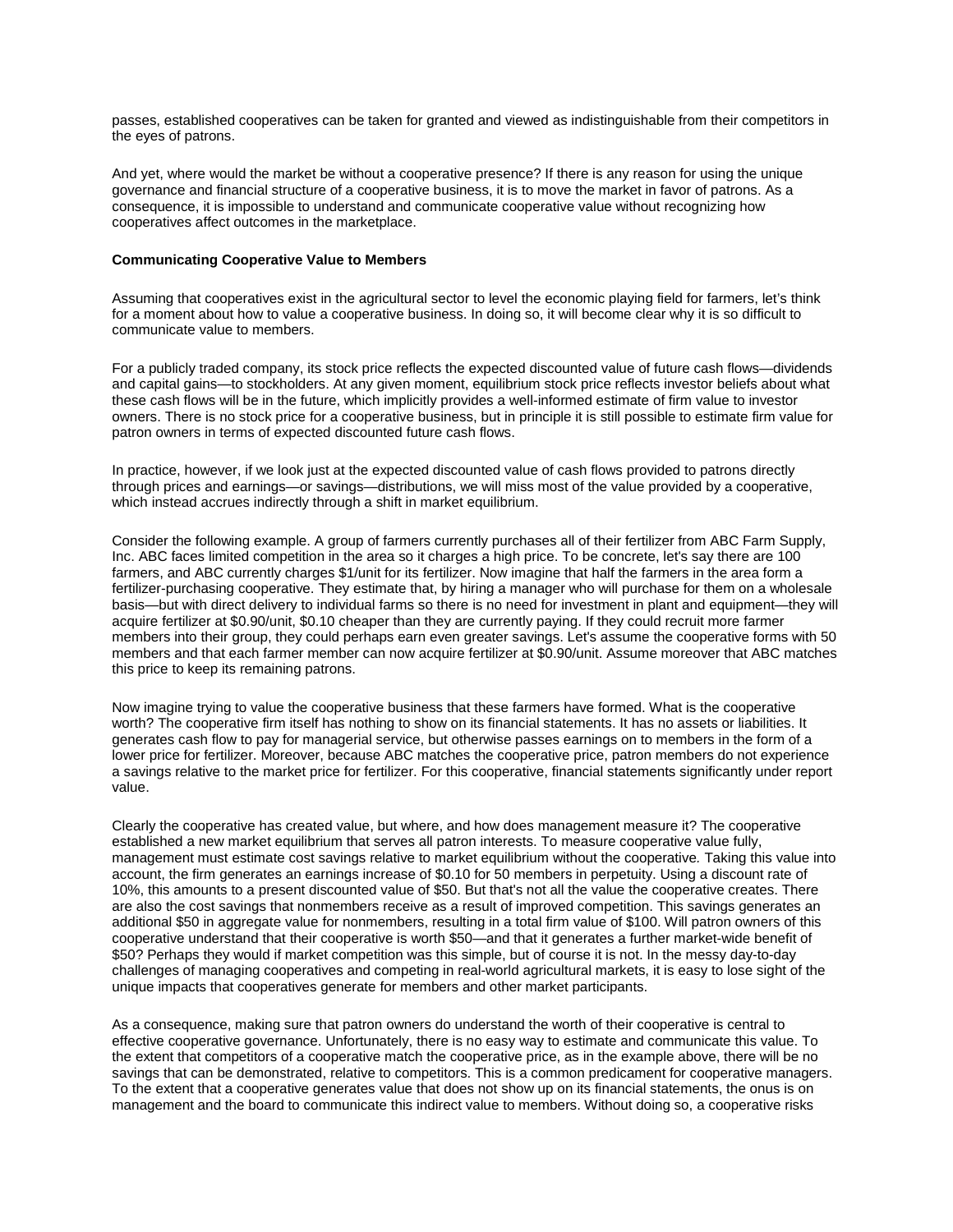passes, established cooperatives can be taken for granted and viewed as indistinguishable from their competitors in the eyes of patrons.

And yet, where would the market be without a cooperative presence? If there is any reason for using the unique governance and financial structure of a cooperative business, it is to move the market in favor of patrons. As a consequence, it is impossible to understand and communicate cooperative value without recognizing how cooperatives affect outcomes in the marketplace.

**Communicating Cooperative Value to Members**

Assuming that cooperatives exist in the agricultural sector to level the economic playing field for farmers, let's think for a moment about how to value a cooperative business. In doing so, it will become clear why it is so difficult to communicate value to members.

For a publicly traded company, its stock price reflects the expected discounted value of future cash flows—dividends and capital gains—to stockholders. At any given moment, equilibrium stock price reflects investor beliefs about what these cash flows will be in the future, which implicitly provides a well-informed estimate of firm value to investor owners. There is no stock price for a cooperative business, but in principle it is still possible to estimate firm value for patron owners in terms of expected discounted future cash flows.

In practice, however, if we look just at the expected discounted value of cash flows provided to patrons directly through prices and earnings—or savings—distributions, we will miss most of the value provided by a cooperative, which instead accrues indirectly through a shift in market equilibrium.

Consider the following example. A group of farmers currently purchases all of their fertilizer from ABC Farm Supply, Inc. ABC faces limited competition in the area so it charges a high price. To be concrete, let's say there are 100 farmers, and ABC currently charges $1/unit for its fertilizer. Now imagine that half the farmers in the area form a fertilizer-purchasing cooperative. They estimate that, by hiring a manager who will purchase for them on a wholesale basis—but with direct delivery to individual farms so there is no need for investment in plant and equipment—they will acquire fertilizer at $0.90/unit, $0.10 cheaper than they are currently paying. If they could recruit more farmer members into their group, they could perhaps earn even greater savings. Let's assume the cooperative forms with 50 members and that each farmer member can now acquire fertilizer at $0.90/unit. Assume moreover that ABC matches this price to keep its remaining patrons.

Now imagine trying to value the cooperative business that these farmers have formed. What is the cooperative worth? The cooperative firm itself has nothing to show on its financial statements. It has no assets or liabilities. It generates cash flow to pay for managerial service, but otherwise passes earnings on to members in the form of a lower price for fertilizer. Moreover, because ABC matches the cooperative price, patron members do not experience a savings relative to the market price for fertilizer. For this cooperative, financial statements significantly under report value.

Clearly the cooperative has created value, but where, and how does management measure it? The cooperative established a new market equilibrium that serves all patron interests. To measure cooperative value fully, management must estimate cost savings relative to market equilibrium without the cooperative. Taking this value into account, the firm generates an earnings increase of $0.10 for 50 members in perpetuity. Using a discount rate of 10%, this amounts to a present discounted value of $50. But that's not all the value the cooperative creates. There are also the cost savings that nonmembers receive as a result of improved competition. This savings generates an additional $50 in aggregate value for nonmembers, resulting in a total firm value of $100. Will patron owners of this cooperative understand that their cooperative is worth $50—and that it generates a further market-wide benefit of $50? Perhaps they would if market competition was this simple, but of course it is not. In the messy day-to-day challenges of managing cooperatives and competing in real-world agricultural markets, it is easy to lose sight of the unique impacts that cooperatives generate for members and other market participants.

As a consequence, making sure that patron owners do understand the worth of their cooperative is central to effective cooperative governance. Unfortunately, there is no easy way to estimate and communicate this value. To the extent that competitors of a cooperative match the cooperative price, as in the example above, there will be no savings that can be demonstrated, relative to competitors. This is a common predicament for cooperative managers. To the extent that a cooperative generates value that does not show up on its financial statements, the onus is on management and the board to communicate this indirect value to members. Without doing so, a cooperative risks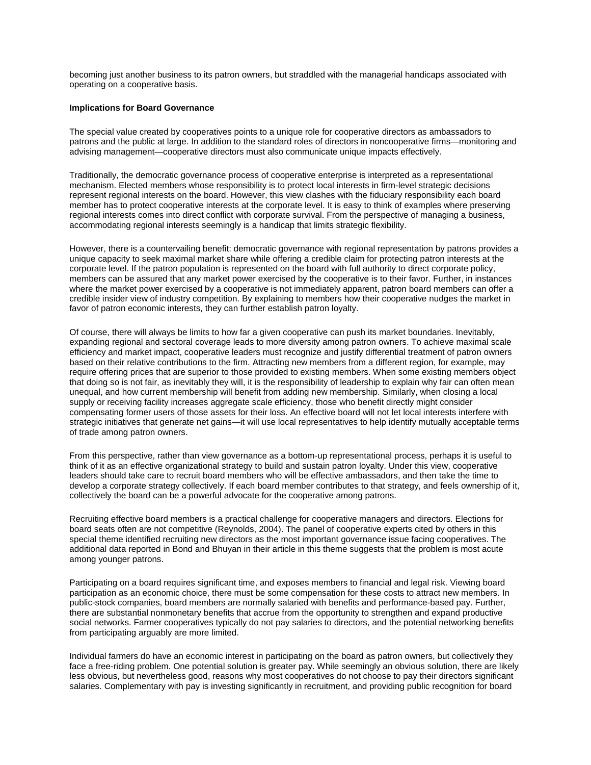becoming just another business to its patron owners, but straddled with the managerial handicaps associated with operating on a cooperative basis.

**Implications for Board Governance**

The special value created by cooperatives points to a unique role for cooperative directors as ambassadors to patrons and the public at large. In addition to the standard roles of directors in noncooperative firms—monitoring and advising management—cooperative directors must also communicate unique impacts effectively.

Traditionally, the democratic governance process of cooperative enterprise is interpreted as a representational mechanism. Elected members whose responsibility is to protect local interests in firm-level strategic decisions represent regional interests on the board. However, this view clashes with the fiduciary responsibility each board member has to protect cooperative interests at the corporate level. It is easy to think of examples where preserving regional interests comes into direct conflict with corporate survival. From the perspective of managing a business, accommodating regional interests seemingly is a handicap that limits strategic flexibility.

However, there is a countervailing benefit: democratic governance with regional representation by patrons provides a unique capacity to seek maximal market share while offering a credible claim for protecting patron interests at the corporate level. If the patron population is represented on the board with full authority to direct corporate policy, members can be assured that any market power exercised by the cooperative is to their favor. Further, in instances where the market power exercised by a cooperative is not immediately apparent, patron board members can offer a credible insider view of industry competition. By explaining to members how their cooperative nudges the market in favor of patron economic interests, they can further establish patron loyalty.

Of course, there will always be limits to how far a given cooperative can push its market boundaries. Inevitably, expanding regional and sectoral coverage leads to more diversity among patron owners. To achieve maximal scale efficiency and market impact, cooperative leaders must recognize and justify differential treatment of patron owners based on their relative contributions to the firm. Attracting new members from a different region, for example, may require offering prices that are superior to those provided to existing members. When some existing members object that doing so is not fair, as inevitably they will, it is the responsibility of leadership to explain why fair can often mean unequal, and how current membership will benefit from adding new membership. Similarly, when closing a local supply or receiving facility increases aggregate scale efficiency, those who benefit directly might consider compensating former users of those assets for their loss. An effective board will not let local interests interfere with strategic initiatives that generate net gains—it will use local representatives to help identify mutually acceptable terms of trade among patron owners.

From this perspective, rather than view governance as a bottom-up representational process, perhaps it is useful to think of it as an effective organizational strategy to build and sustain patron loyalty. Under this view, cooperative leaders should take care to recruit board members who will be effective ambassadors, and then take the time to develop a corporate strategy collectively. If each board member contributes to that strategy, and feels ownership of it, collectively the board can be a powerful advocate for the cooperative among patrons.

Recruiting effective board members is a practical challenge for cooperative managers and directors. Elections for board seats often are not competitive (Reynolds, 2004). The panel of cooperative experts cited by others in this special theme identified recruiting new directors as the most important governance issue facing cooperatives. The additional data reported in Bond and Bhuyan in their article in this theme suggests that the problem is most acute among younger patrons.

Participating on a board requires significant time, and exposes members to financial and legal risk. Viewing board participation as an economic choice, there must be some compensation for these costs to attract new members. In public-stock companies, board members are normally salaried with benefits and performance-based pay. Further, there are substantial nonmonetary benefits that accrue from the opportunity to strengthen and expand productive social networks. Farmer cooperatives typically do not pay salaries to directors, and the potential networking benefits from participating arguably are more limited.

Individual farmers do have an economic interest in participating on the board as patron owners, but collectively they face a free-riding problem. One potential solution is greater pay. While seemingly an obvious solution, there are likely less obvious, but nevertheless good, reasons why most cooperatives do not choose to pay their directors significant salaries. Complementary with pay is investing significantly in recruitment, and providing public recognition for board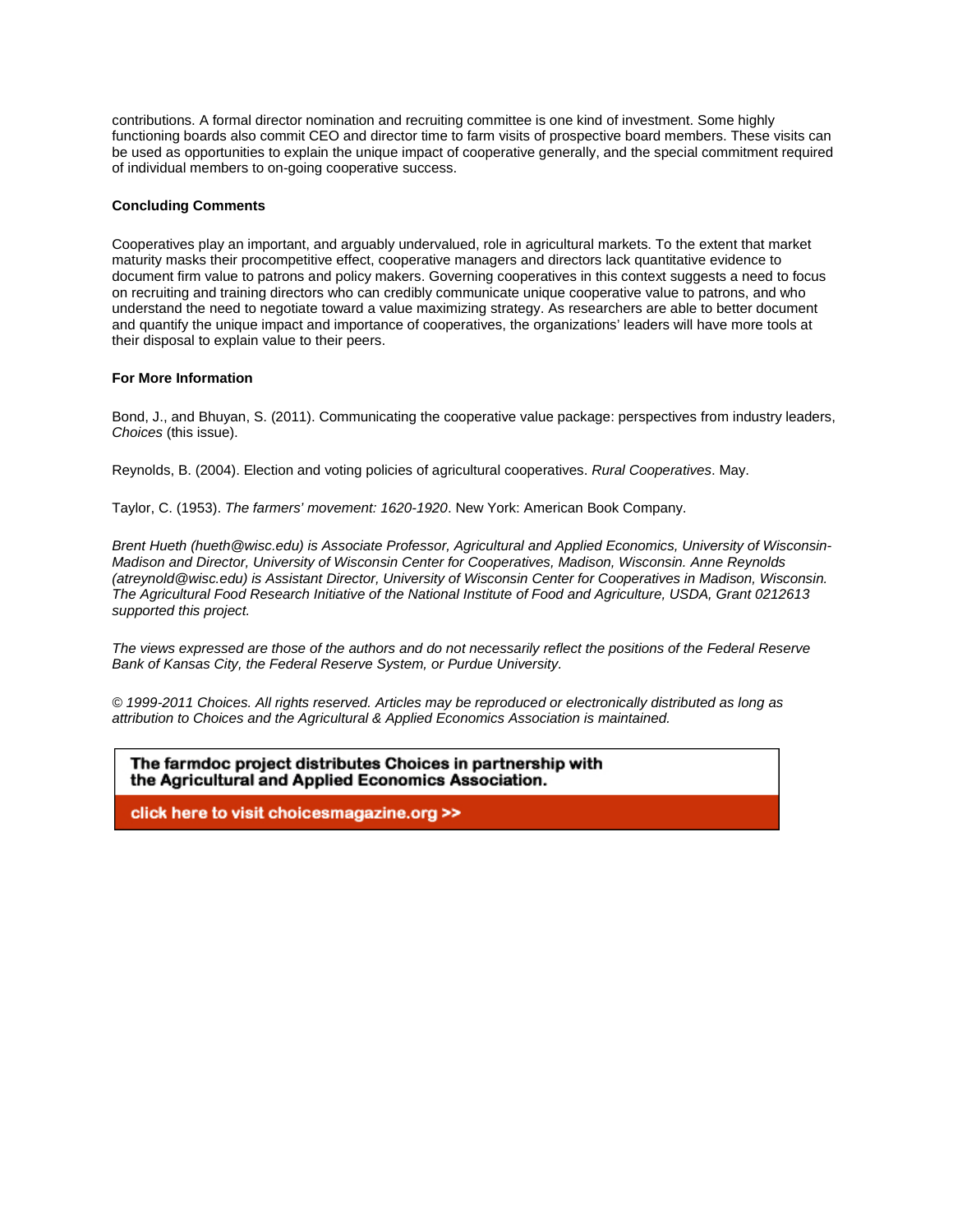contributions. A formal director nomination and recruiting committee is one kind of investment. Some highly functioning boards also commit CEO and director time to farm visits of prospective board members. These visits can be used as opportunities to explain the unique impact of cooperative generally, and the special commitment required of individual members to on-going cooperative success.

**Concluding Comments**

Cooperatives play an important, and arguably undervalued, role in agricultural markets. To the extent that market maturity masks their procompetitive effect, cooperative managers and directors lack quantitative evidence to document firm value to patrons and policy makers. Governing cooperatives in this context suggests a need to focus on recruiting and training directors who can credibly communicate unique cooperative value to patrons, and who understand the need to negotiate toward a value maximizing strategy. As researchers are able to better document and quantify the unique impact and importance of cooperatives, the organizations' leaders will have more tools at their disposal to explain value to their peers.

**For More Information**

Bond, J., and Bhuyan, S. (2011). Communicating the cooperative value package: perspectives from industry leaders, *Choices* (this issue).

Reynolds, B. (2004). Election and voting policies of agricultural cooperatives. *Rural Cooperatives*. May.

Taylor, C. (1953). *The farmers' movement: 1620-1920*. New York: American Book Company.

*Brent Hueth (hueth@wisc.edu) is Associate Professor, Agricultural and Applied Economics, University of Wisconsin-Madison and Director, University of Wisconsin Center for Cooperatives, Madison, Wisconsin. Anne Reynolds (atreynold@wisc.edu) is Assistant Director, University of Wisconsin Center for Cooperatives in Madison, Wisconsin. The Agricultural Food Research Initiative of the National Institute of Food and Agriculture, USDA, Grant 0212613 supported this project.*

*The views expressed are those of the authors and do not necessarily reflect the positions of the Federal Reserve Bank of Kansas City, the Federal Reserve System, or Purdue University.*

*© 1999-2011 Choices. All rights reserved. Articles may be reproduced or electronically distributed as long as attribution to Choices and the Agricultural & Applied Economics Association is maintained.*

**The farmdoc project distributes Choices in partnership with the Agricultural and Applied Economics Association.**

**click here to visit choicesmagazine.org >>**